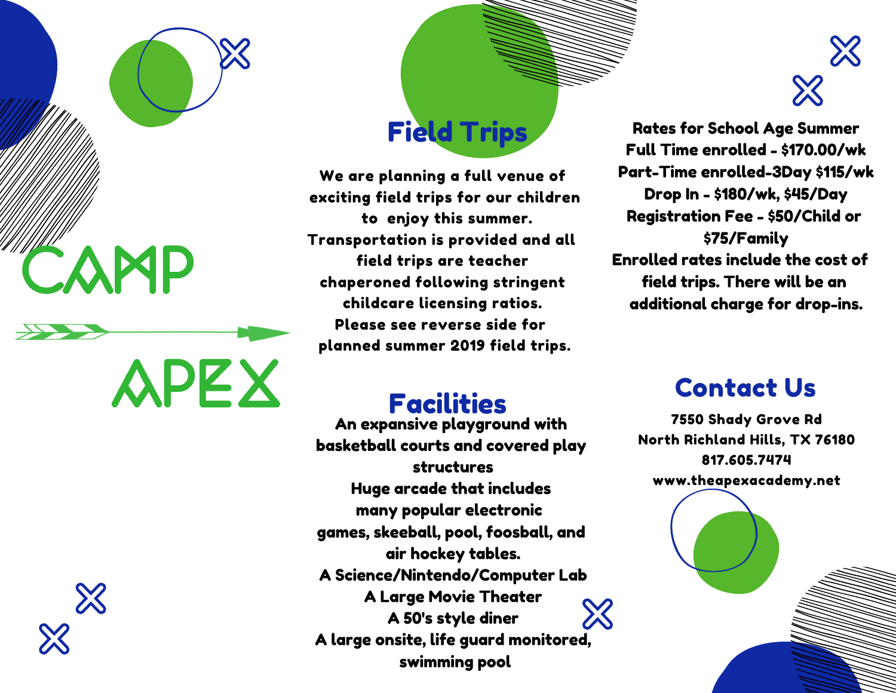# CAMP APEX

## Field Trips

We are planning a full venue of exciting field trips for our children to enjoy this summer. Transportation is provided and all field trips are teacher chaperoned following stringent childcare licensing ratios. Please see reverse side for planned summer 2019 field trips.

## Facilities

An expansive playground with basketball courts and covered play structures
Huge arcade that includes many popular electronic games, skeeball, pool, foosball, and air hockey tables.
A Science/Nintendo/Computer Lab
A Large Movie Theater
A 50's style diner
A large onsite, life guard monitored, swimming pool

**Rates for School Age Summer**
**Full Time enrolled - $170.00/wk**
**Part-Time enrolled-3Day $115/wk**
**Drop In - $180/wk, $45/Day**
**Registration Fee - $50/Child or $75/Family**
**Enrolled rates include the cost of field trips. There will be an additional charge for drop-ins.**

## Contact Us

7550 Shady Grove Rd
North Richland Hills, TX 76180
817.605.7474
www.theapexacademy.net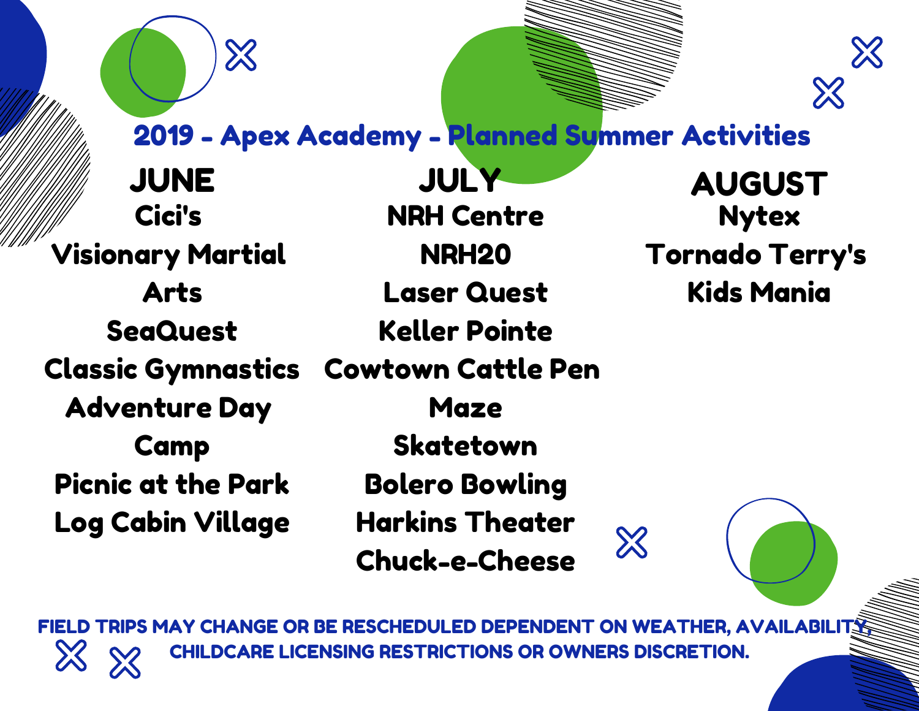# 2019 - Apex Academy - Planned Summer Activities

## JUNE

- Cici's
- Visionary Martial Arts
- SeaQuest
- Classic Gymnastics
- Adventure Day Camp
- Picnic at the Park
- Log Cabin Village

## JULY

- NRH Centre
- NRH20
- Laser Quest
- Keller Pointe
- Cowtown Cattle Pen Maze
- Skatetown
- Bolero Bowling
- Harkins Theater
- Chuck-e-Cheese

## AUGUST

- Nytex
- Tornado Terry's
- Kids Mania

**FIELD TRIPS MAY CHANGE OR BE RESCHEDULED DEPENDENT ON WEATHER, AVAILABILITY, CHILDCARE LICENSING RESTRICTIONS OR OWNERS DISCRETION.**